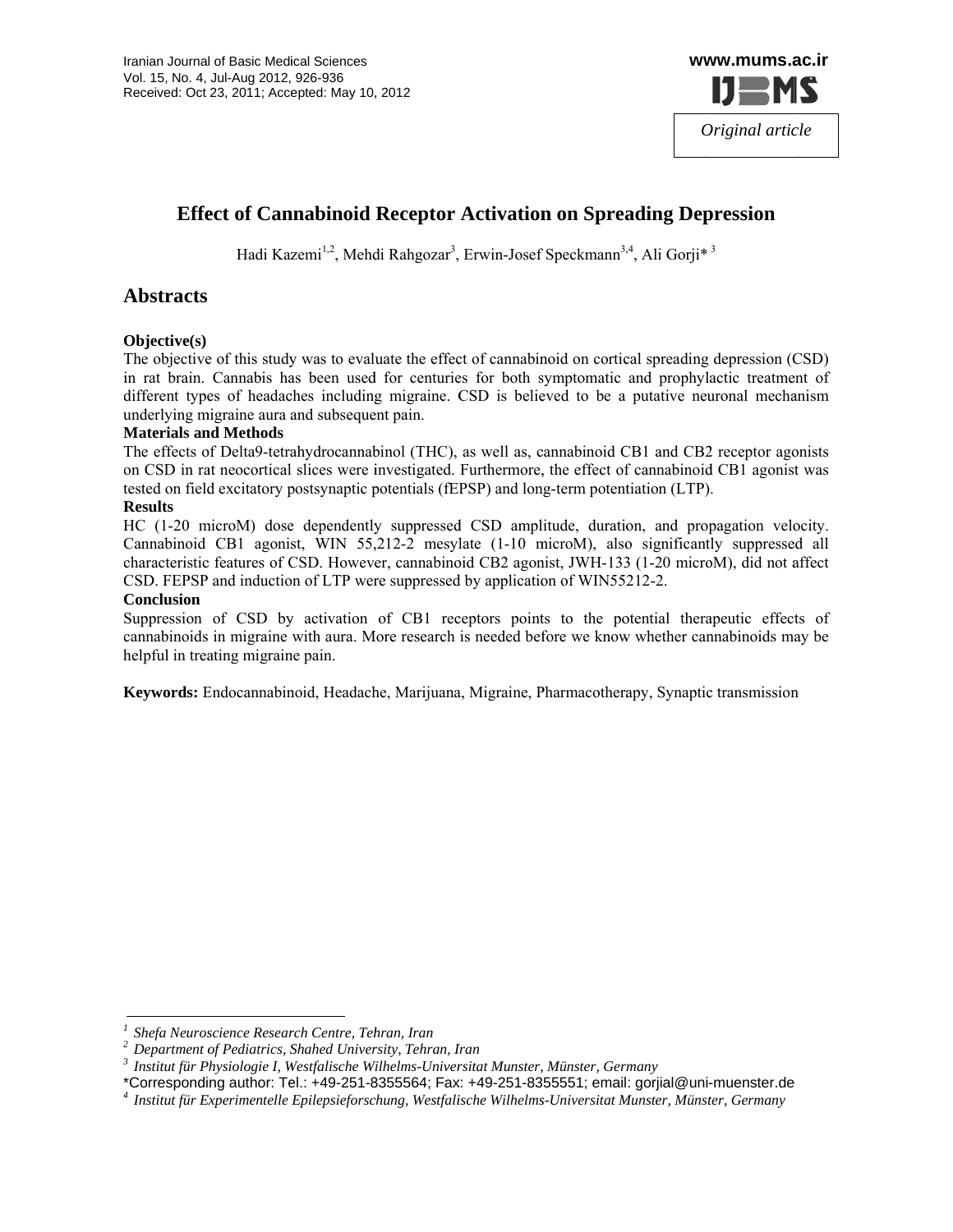Iranian Journal of Basic Medical Sciences
Vol. 15, No. 4, Jul-Aug 2012, 926-936
Received: Oct 23, 2011; Accepted: May 10, 2012

*Original article*

# Effect of Cannabinoid Receptor Activation on Spreading Depression

Hadi Kazemi[1,2], Mehdi Rahgozar[3], Erwin-Josef Speckmann[3,4], Ali Gorji*[3]

## Abstracts

**Objective(s)**

The objective of this study was to evaluate the effect of cannabinoid on cortical spreading depression (CSD) in rat brain. Cannabis has been used for centuries for both symptomatic and prophylactic treatment of different types of headaches including migraine. CSD is believed to be a putative neuronal mechanism underlying migraine aura and subsequent pain.

**Materials and Methods**

The effects of Delta9-tetrahydrocannabinol (THC), as well as, cannabinoid CB1 and CB2 receptor agonists on CSD in rat neocortical slices were investigated. Furthermore, the effect of cannabinoid CB1 agonist was tested on field excitatory postsynaptic potentials (fEPSP) and long-term potentiation (LTP).

**Results**

HC (1-20 microM) dose dependently suppressed CSD amplitude, duration, and propagation velocity. Cannabinoid CB1 agonist, WIN 55,212-2 mesylate (1-10 microM), also significantly suppressed all characteristic features of CSD. However, cannabinoid CB2 agonist, JWH-133 (1-20 microM), did not affect CSD. FEPSP and induction of LTP were suppressed by application of WIN55212-2.

**Conclusion**

Suppression of CSD by activation of CB1 receptors points to the potential therapeutic effects of cannabinoids in migraine with aura. More research is needed before we know whether cannabinoids may be helpful in treating migraine pain.

**Keywords:** Endocannabinoid, Headache, Marijuana, Migraine, Pharmacotherapy, Synaptic transmission

---

[1] *Shefa Neuroscience Research Centre, Tehran, Iran*

[2] *Department of Pediatrics, Shahed University, Tehran, Iran*

[3] *Institut für Physiologie I, Westfalische Wilhelms-Universitat Munster, Münster, Germany*

*Corresponding author: Tel.: +49-251-8355564; Fax: +49-251-8355551; email: gorjial@uni-muenster.de

[4] *Institut für Experimentelle Epilepsieforschung, Westfalische Wilhelms-Universitat Munster, Münster, Germany*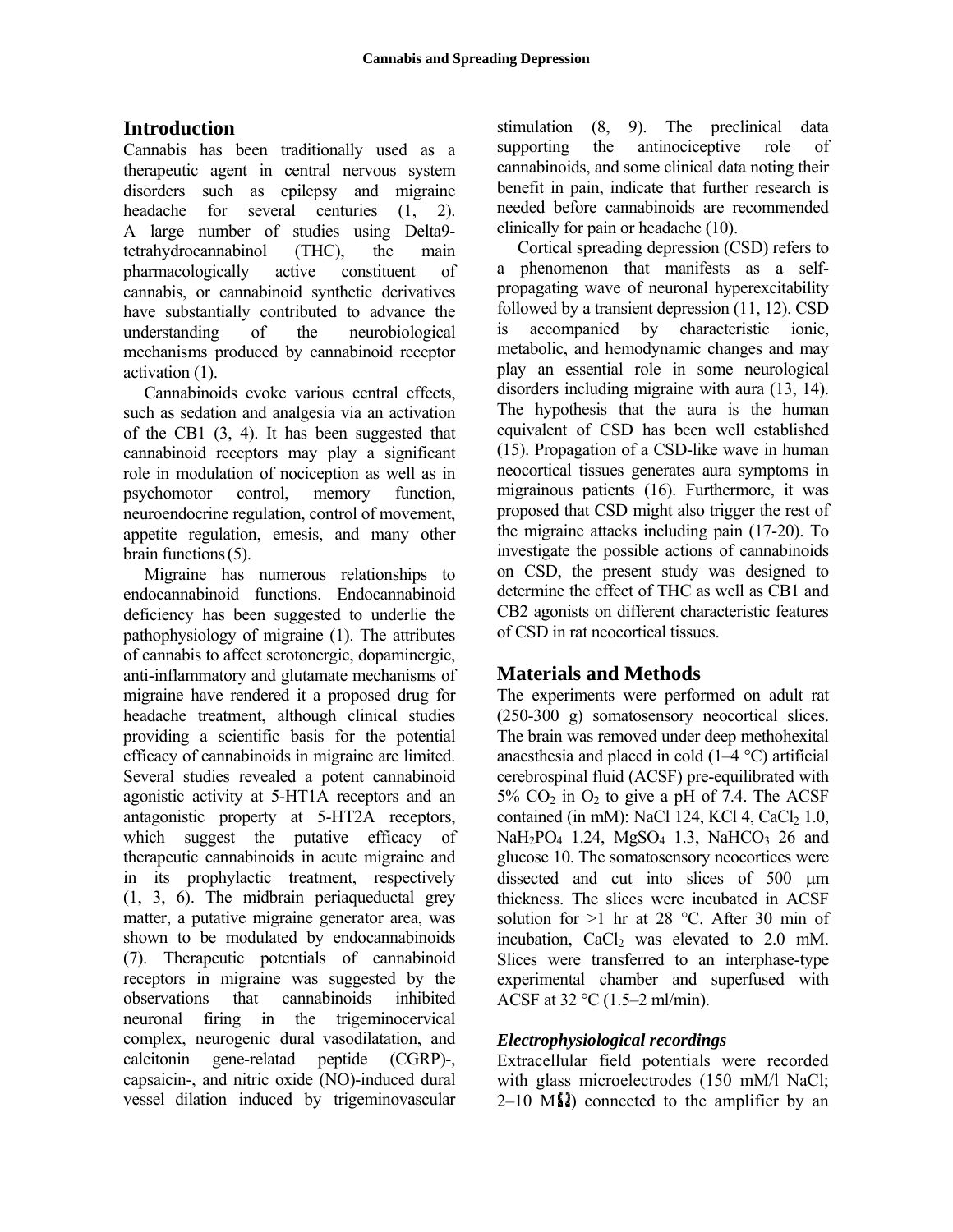## Introduction

Cannabis has been traditionally used as a therapeutic agent in central nervous system disorders such as epilepsy and migraine headache for several centuries (1, 2). A large number of studies using Delta9-tetrahydrocannabinol (THC), the main pharmacologically active constituent of cannabis, or cannabinoid synthetic derivatives have substantially contributed to advance the understanding of the neurobiological mechanisms produced by cannabinoid receptor activation (1).

Cannabinoids evoke various central effects, such as sedation and analgesia via an activation of the CB1 (3, 4). It has been suggested that cannabinoid receptors may play a significant role in modulation of nociception as well as in psychomotor control, memory function, neuroendocrine regulation, control of movement, appetite regulation, emesis, and many other brain functions (5).

Migraine has numerous relationships to endocannabinoid functions. Endocannabinoid deficiency has been suggested to underlie the pathophysiology of migraine (1). The attributes of cannabis to affect serotonergic, dopaminergic, anti-inflammatory and glutamate mechanisms of migraine have rendered it a proposed drug for headache treatment, although clinical studies providing a scientific basis for the potential efficacy of cannabinoids in migraine are limited. Several studies revealed a potent cannabinoid agonistic activity at 5-HT1A receptors and an antagonistic property at 5-HT2A receptors, which suggest the putative efficacy of therapeutic cannabinoids in acute migraine and in its prophylactic treatment, respectively (1, 3, 6). The midbrain periaqueductal grey matter, a putative migraine generator area, was shown to be modulated by endocannabinoids (7). Therapeutic potentials of cannabinoid receptors in migraine was suggested by the observations that cannabinoids inhibited neuronal firing in the trigeminocervical complex, neurogenic dural vasodilatation, and calcitonin gene-relatad peptide (CGRP)-, capsaicin-, and nitric oxide (NO)-induced dural vessel dilation induced by trigeminovascular stimulation (8, 9). The preclinical data supporting the antinociceptive role of cannabinoids, and some clinical data noting their benefit in pain, indicate that further research is needed before cannabinoids are recommended clinically for pain or headache (10).

Cortical spreading depression (CSD) refers to a phenomenon that manifests as a self-propagating wave of neuronal hyperexcitability followed by a transient depression (11, 12). CSD is accompanied by characteristic ionic, metabolic, and hemodynamic changes and may play an essential role in some neurological disorders including migraine with aura (13, 14). The hypothesis that the aura is the human equivalent of CSD has been well established (15). Propagation of a CSD-like wave in human neocortical tissues generates aura symptoms in migrainous patients (16). Furthermore, it was proposed that CSD might also trigger the rest of the migraine attacks including pain (17-20). To investigate the possible actions of cannabinoids on CSD, the present study was designed to determine the effect of THC as well as CB1 and CB2 agonists on different characteristic features of CSD in rat neocortical tissues.

## Materials and Methods

The experiments were performed on adult rat (250-300 g) somatosensory neocortical slices. The brain was removed under deep methohexital anaesthesia and placed in cold (1–4 °C) artificial cerebrospinal fluid (ACSF) pre-equilibrated with 5% $CO_2$ in $O_2$ to give a pH of 7.4. The ACSF contained (in mM): NaCl 124, KCl 4, $CaCl_2$ 1.0, $NaH_2PO_4$ 1.24, $MgSO_4$ 1.3, $NaHCO_3$ 26 and glucose 10. The somatosensory neocortices were dissected and cut into slices of 500 μm thickness. The slices were incubated in ACSF solution for >1 hr at 28 °C. After 30 min of incubation, $CaCl_2$ was elevated to 2.0 mM. Slices were transferred to an interphase-type experimental chamber and superfused with ACSF at 32 °C (1.5–2 ml/min).

### *Electrophysiological recordings*

Extracellular field potentials were recorded with glass microelectrodes (150 mM/l NaCl; 2–10 MΩ) connected to the amplifier by an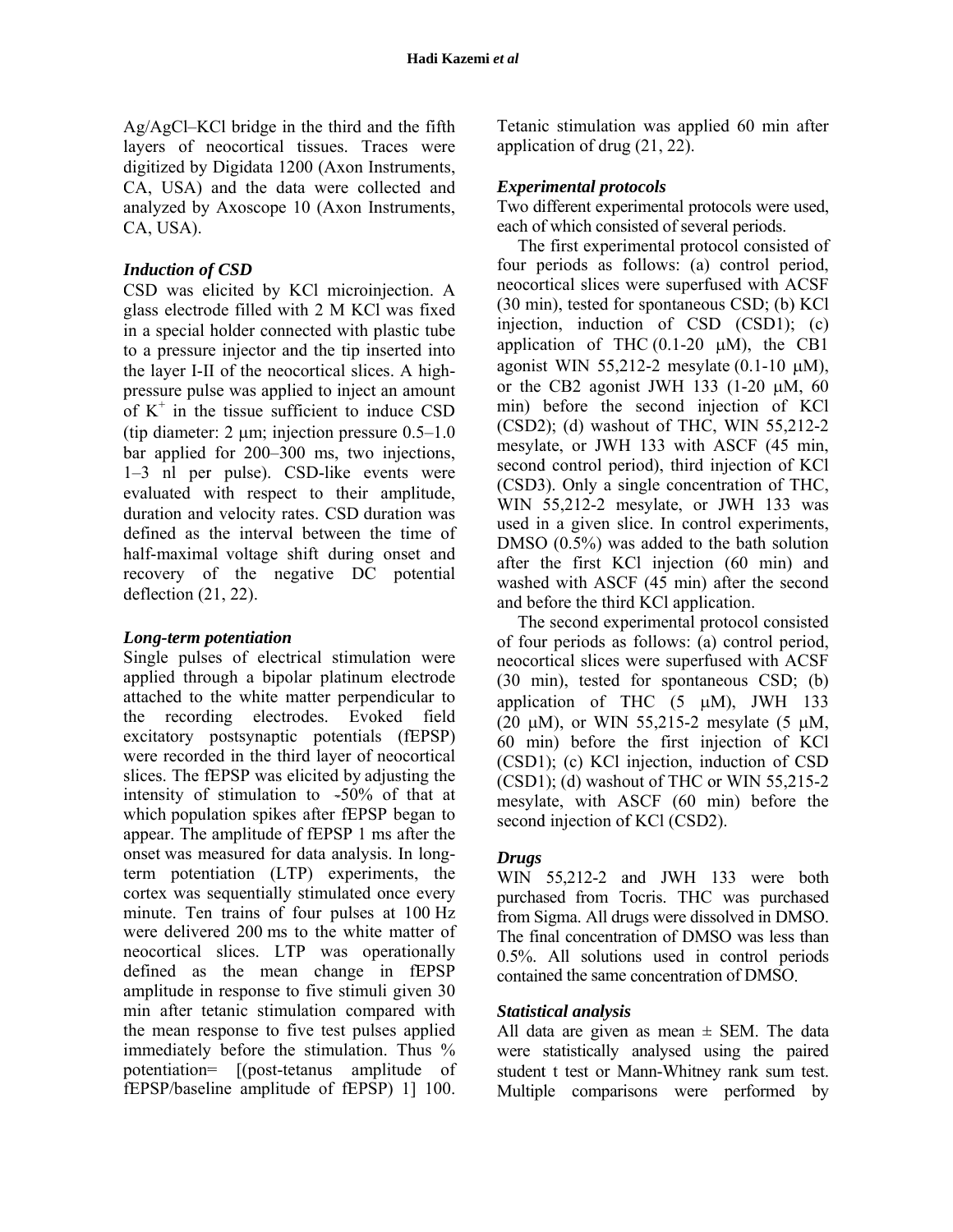Ag/AgCl–KCl bridge in the third and the fifth layers of neocortical tissues. Traces were digitized by Digidata 1200 (Axon Instruments, CA, USA) and the data were collected and analyzed by Axoscope 10 (Axon Instruments, CA, USA).

### *Induction of CSD*

CSD was elicited by KCl microinjection. A glass electrode filled with 2 M KCl was fixed in a special holder connected with plastic tube to a pressure injector and the tip inserted into the layer I-II of the neocortical slices. A high-pressure pulse was applied to inject an amount of $K^+$ in the tissue sufficient to induce CSD (tip diameter: 2 μm; injection pressure 0.5–1.0 bar applied for 200–300 ms, two injections, 1–3 nl per pulse). CSD-like events were evaluated with respect to their amplitude, duration and velocity rates. CSD duration was defined as the interval between the time of half-maximal voltage shift during onset and recovery of the negative DC potential deflection (21, 22).

### *Long-term potentiation*

Single pulses of electrical stimulation were applied through a bipolar platinum electrode attached to the white matter perpendicular to the recording electrodes. Evoked field excitatory postsynaptic potentials (fEPSP) were recorded in the third layer of neocortical slices. The fEPSP was elicited by adjusting the intensity of stimulation to ~50% of that at which population spikes after fEPSP began to appear. The amplitude of fEPSP 1 ms after the onset was measured for data analysis. In long-term potentiation (LTP) experiments, the cortex was sequentially stimulated once every minute. Ten trains of four pulses at 100 Hz were delivered 200 ms to the white matter of neocortical slices. LTP was operationally defined as the mean change in fEPSP amplitude in response to five stimuli given 30 min after tetanic stimulation compared with the mean response to five test pulses applied immediately before the stimulation. Thus % potentiation= [(post-tetanus amplitude of fEPSP/baseline amplitude of fEPSP) 1] 100. Tetanic stimulation was applied 60 min after application of drug (21, 22).

### *Experimental protocols*

Two different experimental protocols were used, each of which consisted of several periods.

The first experimental protocol consisted of four periods as follows: (a) control period, neocortical slices were superfused with ACSF (30 min), tested for spontaneous CSD; (b) KCl injection, induction of CSD (CSD1); (c) application of THC (0.1-20 μM), the CB1 agonist WIN 55,212-2 mesylate (0.1-10 μM), or the CB2 agonist JWH 133 (1-20 μM, 60 min) before the second injection of KCl (CSD2); (d) washout of THC, WIN 55,212-2 mesylate, or JWH 133 with ASCF (45 min, second control period), third injection of KCl (CSD3). Only a single concentration of THC, WIN 55,212-2 mesylate, or JWH 133 was used in a given slice. In control experiments, DMSO (0.5%) was added to the bath solution after the first KCl injection (60 min) and washed with ASCF (45 min) after the second and before the third KCl application.

The second experimental protocol consisted of four periods as follows: (a) control period, neocortical slices were superfused with ACSF (30 min), tested for spontaneous CSD; (b) application of THC (5 μM), JWH 133 (20 μM), or WIN 55,215-2 mesylate (5 μM, 60 min) before the first injection of KCl (CSD1); (c) KCl injection, induction of CSD (CSD1); (d) washout of THC or WIN 55,215-2 mesylate, with ASCF (60 min) before the second injection of KCl (CSD2).

### *Drugs*

WIN 55,212-2 and JWH 133 were both purchased from Tocris. THC was purchased from Sigma. All drugs were dissolved in DMSO. The final concentration of DMSO was less than 0.5%. All solutions used in control periods contained the same concentration of DMSO.

### *Statistical analysis*

All data are given as mean ± SEM. The data were statistically analysed using the paired student t test or Mann-Whitney rank sum test. Multiple comparisons were performed by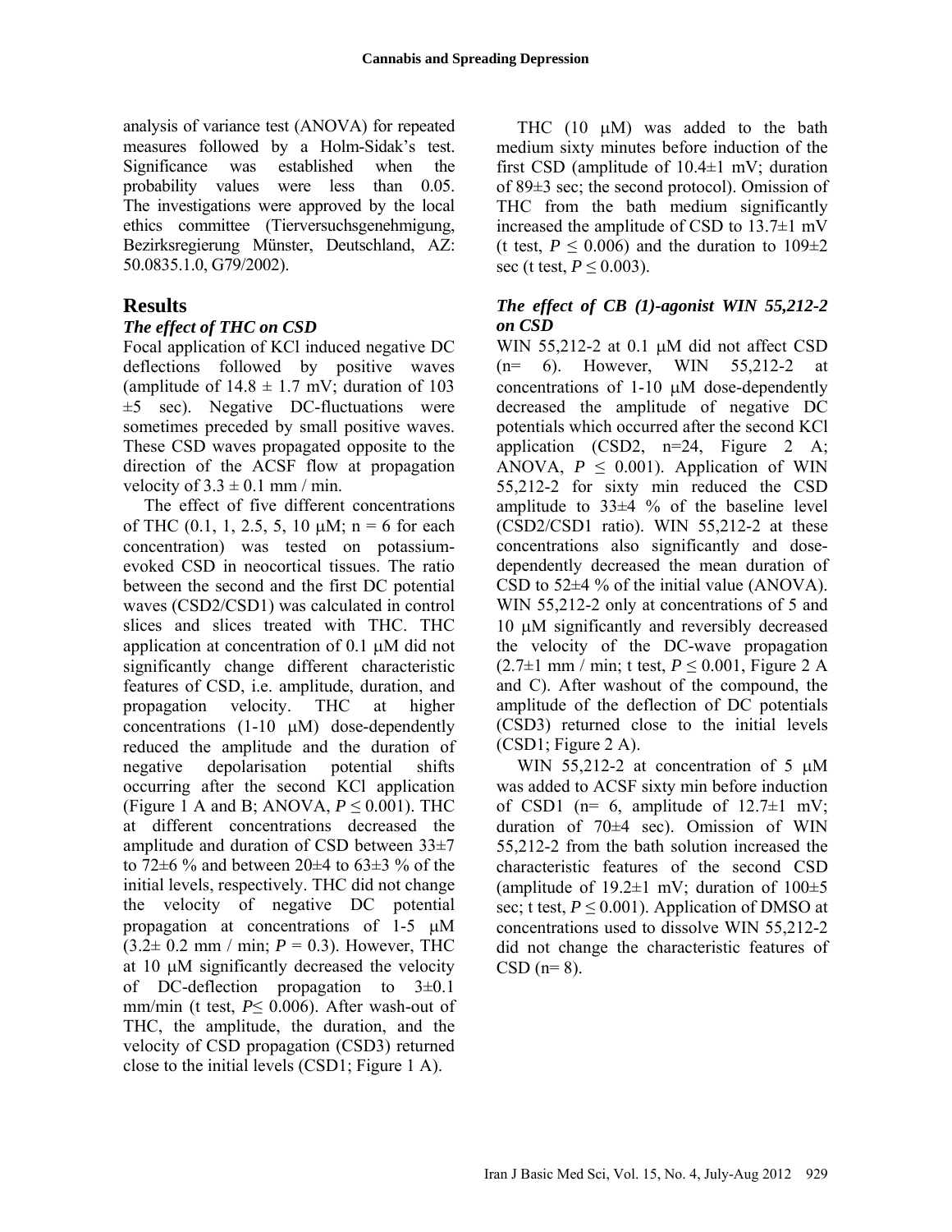analysis of variance test (ANOVA) for repeated measures followed by a Holm-Sidak's test. Significance was established when the probability values were less than 0.05. The investigations were approved by the local ethics committee (Tierversuchsgenehmigung, Bezirksregierung Münster, Deutschland, AZ: 50.0835.1.0, G79/2002).

## Results

### *The effect of THC on CSD*

Focal application of KCl induced negative DC deflections followed by positive waves (amplitude of 14.8 ± 1.7 mV; duration of 103 ±5 sec). Negative DC-fluctuations were sometimes preceded by small positive waves. These CSD waves propagated opposite to the direction of the ACSF flow at propagation velocity of 3.3 ± 0.1 mm / min.

The effect of five different concentrations of THC (0.1, 1, 2.5, 5, 10 μM; n = 6 for each concentration) was tested on potassium-evoked CSD in neocortical tissues. The ratio between the second and the first DC potential waves (CSD2/CSD1) was calculated in control slices and slices treated with THC. THC application at concentration of 0.1 μM did not significantly change different characteristic features of CSD, i.e. amplitude, duration, and propagation velocity. THC at higher concentrations (1-10 μM) dose-dependently reduced the amplitude and the duration of negative depolarisation potential shifts occurring after the second KCl application (Figure 1 A and B; ANOVA, $P \leq 0.001$). THC at different concentrations decreased the amplitude and duration of CSD between 33±7 to 72±6 % and between 20±4 to 63±3 % of the initial levels, respectively. THC did not change the velocity of negative DC potential propagation at concentrations of 1-5 μM (3.2± 0.2 mm / min; $P = 0.3$). However, THC at 10 μM significantly decreased the velocity of DC-deflection propagation to 3±0.1 mm/min (t test, $P \leq 0.006$). After wash-out of THC, the amplitude, the duration, and the velocity of CSD propagation (CSD3) returned close to the initial levels (CSD1; Figure 1 A).

THC (10 μM) was added to the bath medium sixty minutes before induction of the first CSD (amplitude of 10.4±1 mV; duration of 89±3 sec; the second protocol). Omission of THC from the bath medium significantly increased the amplitude of CSD to 13.7±1 mV (t test, $P \leq 0.006$) and the duration to 109±2 sec (t test, $P \leq 0.003$).

### *The effect of CB (1)-agonist WIN 55,212-2 on CSD*

WIN 55,212-2 at 0.1 μM did not affect CSD (n= 6). However, WIN 55,212-2 at concentrations of 1-10 μM dose-dependently decreased the amplitude of negative DC potentials which occurred after the second KCl application (CSD2, n=24, Figure 2 A; ANOVA, $P \leq 0.001$). Application of WIN 55,212-2 for sixty min reduced the CSD amplitude to 33±4 % of the baseline level (CSD2/CSD1 ratio). WIN 55,212-2 at these concentrations also significantly and dose-dependently decreased the mean duration of CSD to 52±4 % of the initial value (ANOVA). WIN 55,212-2 only at concentrations of 5 and 10 μM significantly and reversibly decreased the velocity of the DC-wave propagation (2.7±1 mm / min; t test, $P \leq 0.001$, Figure 2 A and C). After washout of the compound, the amplitude of the deflection of DC potentials (CSD3) returned close to the initial levels (CSD1; Figure 2 A).

WIN 55,212-2 at concentration of 5 μM was added to ACSF sixty min before induction of CSD1 (n= 6, amplitude of 12.7±1 mV; duration of 70±4 sec). Omission of WIN 55,212-2 from the bath solution increased the characteristic features of the second CSD (amplitude of 19.2±1 mV; duration of 100±5 sec; t test, $P \leq 0.001$). Application of DMSO at concentrations used to dissolve WIN 55,212-2 did not change the characteristic features of CSD (n= 8).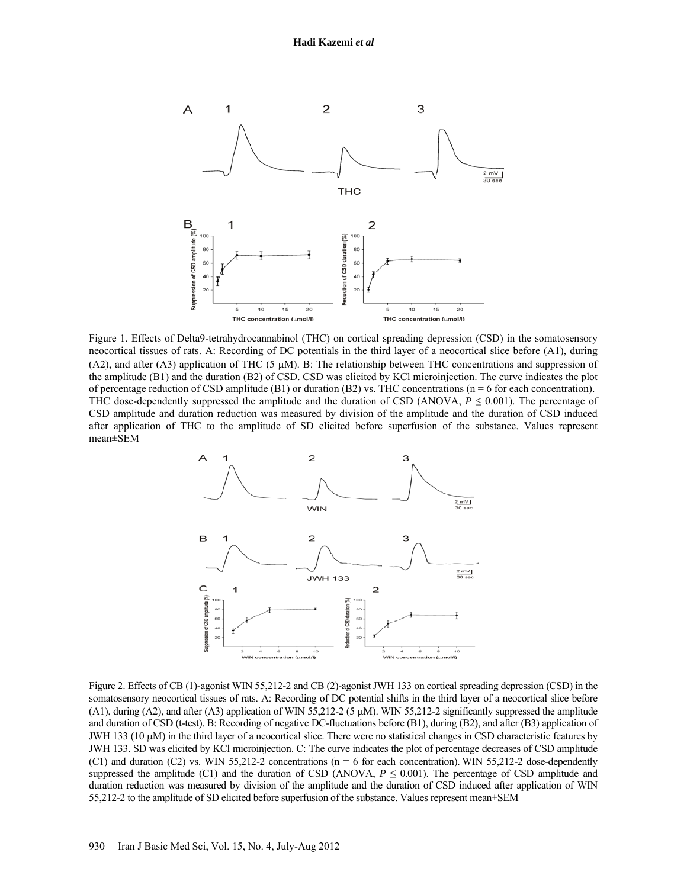Figure 1. Effects of Delta9-tetrahydrocannabinol (THC) on cortical spreading depression (CSD) in the somatosensory neocortical tissues of rats. A: Recording of DC potentials in the third layer of a neocortical slice before (A1), during (A2), and after (A3) application of THC (5 μM). B: The relationship between THC concentrations and suppression of the amplitude (B1) and the duration (B2) of CSD. CSD was elicited by KCl microinjection. The curve indicates the plot of percentage reduction of CSD amplitude (B1) or duration (B2) vs. THC concentrations (n = 6 for each concentration). THC dose-dependently suppressed the amplitude and the duration of CSD (ANOVA, $P \leq 0.001$). The percentage of CSD amplitude and duration reduction was measured by division of the amplitude and the duration of CSD induced after application of THC to the amplitude of SD elicited before superfusion of the substance. Values represent mean±SEM

Figure 2. Effects of CB (1)-agonist WIN 55,212-2 and CB (2)-agonist JWH 133 on cortical spreading depression (CSD) in the somatosensory neocortical tissues of rats. A: Recording of DC potential shifts in the third layer of a neocortical slice before (A1), during (A2), and after (A3) application of WIN 55,212-2 (5 μM). WIN 55,212-2 significantly suppressed the amplitude and duration of CSD (t-test). B: Recording of negative DC-fluctuations before (B1), during (B2), and after (B3) application of JWH 133 (10 μM) in the third layer of a neocortical slice. There were no statistical changes in CSD characteristic features by JWH 133. SD was elicited by KCl microinjection. C: The curve indicates the plot of percentage decreases of CSD amplitude (C1) and duration (C2) vs. WIN 55,212-2 concentrations (n = 6 for each concentration). WIN 55,212-2 dose-dependently suppressed the amplitude (C1) and the duration of CSD (ANOVA, $P \leq 0.001$). The percentage of CSD amplitude and duration reduction was measured by division of the amplitude and the duration of CSD induced after application of WIN 55,212-2 to the amplitude of SD elicited before superfusion of the substance. Values represent mean±SEM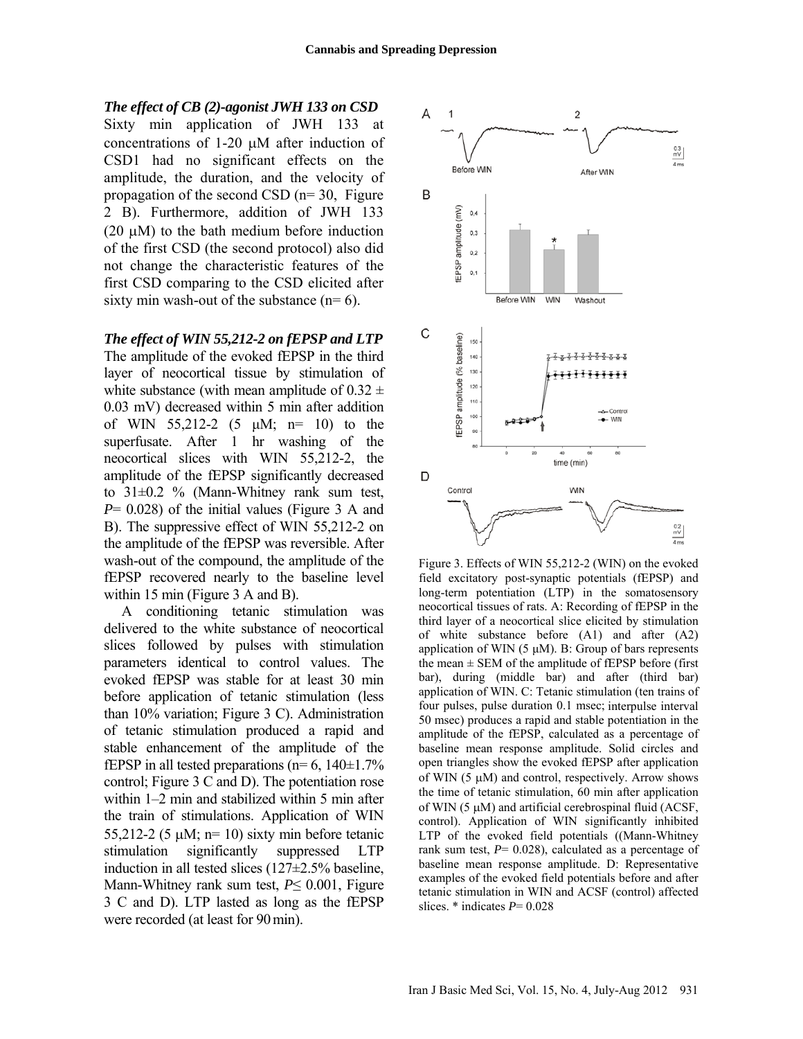***The effect of CB (2)-agonist JWH 133 on CSD***

Sixty min application of JWH 133 at concentrations of 1-20 μM after induction of CSD1 had no significant effects on the amplitude, the duration, and the velocity of propagation of the second CSD (n= 30, Figure 2 B). Furthermore, addition of JWH 133 (20 μM) to the bath medium before induction of the first CSD (the second protocol) also did not change the characteristic features of the first CSD comparing to the CSD elicited after sixty min wash-out of the substance (n= 6).

***The effect of WIN 55,212-2 on fEPSP and LTP***

The amplitude of the evoked fEPSP in the third layer of neocortical tissue by stimulation of white substance (with mean amplitude of 0.32 ± 0.03 mV) decreased within 5 min after addition of WIN 55,212-2 (5 μM; n= 10) to the superfusate. After 1 hr washing of the neocortical slices with WIN 55,212-2, the amplitude of the fEPSP significantly decreased to 31±0.2 % (Mann-Whitney rank sum test, $P$= 0.028) of the initial values (Figure 3 A and B). The suppressive effect of WIN 55,212-2 on the amplitude of the fEPSP was reversible. After wash-out of the compound, the amplitude of the fEPSP recovered nearly to the baseline level within 15 min (Figure 3 A and B).

A conditioning tetanic stimulation was delivered to the white substance of neocortical slices followed by pulses with stimulation parameters identical to control values. The evoked fEPSP was stable for at least 30 min before application of tetanic stimulation (less than 10% variation; Figure 3 C). Administration of tetanic stimulation produced a rapid and stable enhancement of the amplitude of the fEPSP in all tested preparations (n= 6, 140±1.7% control; Figure 3 C and D). The potentiation rose within 1–2 min and stabilized within 5 min after the train of stimulations. Application of WIN 55,212-2 (5 μM; n= 10) sixty min before tetanic stimulation significantly suppressed LTP induction in all tested slices (127±2.5% baseline, Mann-Whitney rank sum test, $P \leq 0.001$, Figure 3 C and D). LTP lasted as long as the fEPSP were recorded (at least for 90 min).

Figure 3. Effects of WIN 55,212-2 (WIN) on the evoked field excitatory post-synaptic potentials (fEPSP) and long-term potentiation (LTP) in the somatosensory neocortical tissues of rats. A: Recording of fEPSP in the third layer of a neocortical slice elicited by stimulation of white substance before (A1) and after (A2) application of WIN (5 μM). B: Group of bars represents the mean ± SEM of the amplitude of fEPSP before (first bar), during (middle bar) and after (third bar) application of WIN. C: Tetanic stimulation (ten trains of four pulses, pulse duration 0.1 msec; interpulse interval 50 msec) produces a rapid and stable potentiation in the amplitude of the fEPSP, calculated as a percentage of baseline mean response amplitude. Solid circles and open triangles show the evoked fEPSP after application of WIN (5 μM) and control, respectively. Arrow shows the time of tetanic stimulation, 60 min after application of WIN (5 μM) and artificial cerebrospinal fluid (ACSF, control). Application of WIN significantly inhibited LTP of the evoked field potentials ((Mann-Whitney rank sum test, $P$= 0.028), calculated as a percentage of baseline mean response amplitude. D: Representative examples of the evoked field potentials before and after tetanic stimulation in WIN and ACSF (control) affected slices. * indicates $P$= 0.028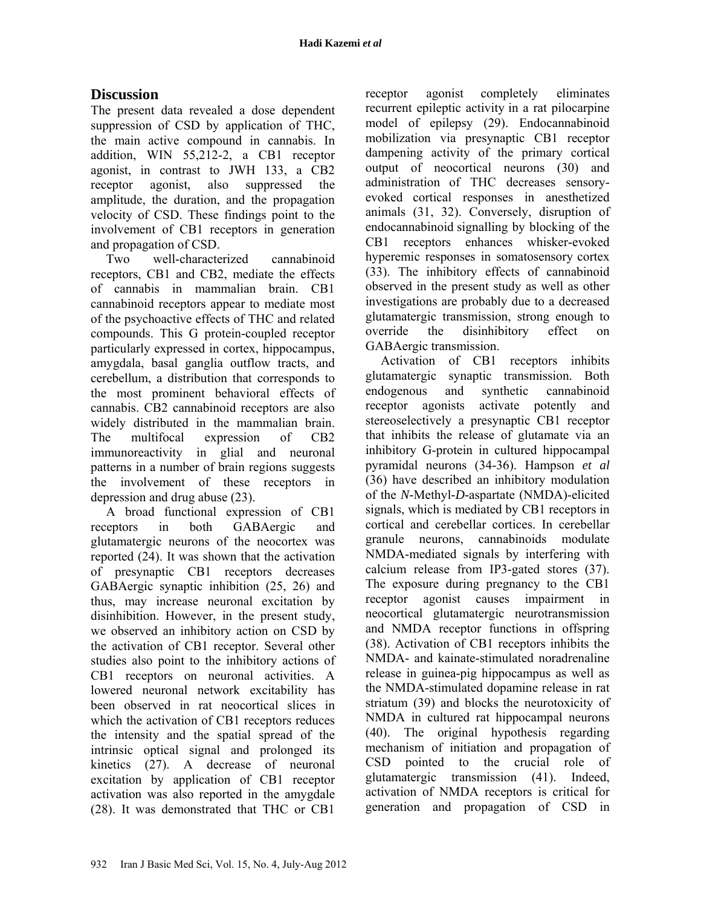## Discussion

The present data revealed a dose dependent suppression of CSD by application of THC, the main active compound in cannabis. In addition, WIN 55,212-2, a CB1 receptor agonist, in contrast to JWH 133, a CB2 receptor agonist, also suppressed the amplitude, the duration, and the propagation velocity of CSD. These findings point to the involvement of CB1 receptors in generation and propagation of CSD.

Two well-characterized cannabinoid receptors, CB1 and CB2, mediate the effects of cannabis in mammalian brain. CB1 cannabinoid receptors appear to mediate most of the psychoactive effects of THC and related compounds. This G protein-coupled receptor particularly expressed in cortex, hippocampus, amygdala, basal ganglia outflow tracts, and cerebellum, a distribution that corresponds to the most prominent behavioral effects of cannabis. CB2 cannabinoid receptors are also widely distributed in the mammalian brain. The multifocal expression of CB2 immunoreactivity in glial and neuronal patterns in a number of brain regions suggests the involvement of these receptors in depression and drug abuse (23).

A broad functional expression of CB1 receptors in both GABAergic and glutamatergic neurons of the neocortex was reported (24). It was shown that the activation of presynaptic CB1 receptors decreases GABAergic synaptic inhibition (25, 26) and thus, may increase neuronal excitation by disinhibition. However, in the present study, we observed an inhibitory action on CSD by the activation of CB1 receptor. Several other studies also point to the inhibitory actions of CB1 receptors on neuronal activities. A lowered neuronal network excitability has been observed in rat neocortical slices in which the activation of CB1 receptors reduces the intensity and the spatial spread of the intrinsic optical signal and prolonged its kinetics (27). A decrease of neuronal excitation by application of CB1 receptor activation was also reported in the amygdale (28). It was demonstrated that THC or CB1 receptor agonist completely eliminates recurrent epileptic activity in a rat pilocarpine model of epilepsy (29). Endocannabinoid mobilization via presynaptic CB1 receptor dampening activity of the primary cortical output of neocortical neurons (30) and administration of THC decreases sensory-evoked cortical responses in anesthetized animals (31, 32). Conversely, disruption of endocannabinoid signalling by blocking of the CB1 receptors enhances whisker-evoked hyperemic responses in somatosensory cortex (33). The inhibitory effects of cannabinoid observed in the present study as well as other investigations are probably due to a decreased glutamatergic transmission, strong enough to override the disinhibitory effect on GABAergic transmission.

Activation of CB1 receptors inhibits glutamatergic synaptic transmission. Both endogenous and synthetic cannabinoid receptor agonists activate potently and stereoselectively a presynaptic CB1 receptor that inhibits the release of glutamate via an inhibitory G-protein in cultured hippocampal pyramidal neurons (34-36). Hampson *et al* (36) have described an inhibitory modulation of the *N*-Methyl-*D*-aspartate (NMDA)-elicited signals, which is mediated by CB1 receptors in cortical and cerebellar cortices. In cerebellar granule neurons, cannabinoids modulate NMDA-mediated signals by interfering with calcium release from IP3-gated stores (37). The exposure during pregnancy to the CB1 receptor agonist causes impairment in neocortical glutamatergic neurotransmission and NMDA receptor functions in offspring (38). Activation of CB1 receptors inhibits the NMDA- and kainate-stimulated noradrenaline release in guinea-pig hippocampus as well as the NMDA-stimulated dopamine release in rat striatum (39) and blocks the neurotoxicity of NMDA in cultured rat hippocampal neurons (40). The original hypothesis regarding mechanism of initiation and propagation of CSD pointed to the crucial role of glutamatergic transmission (41). Indeed, activation of NMDA receptors is critical for generation and propagation of CSD in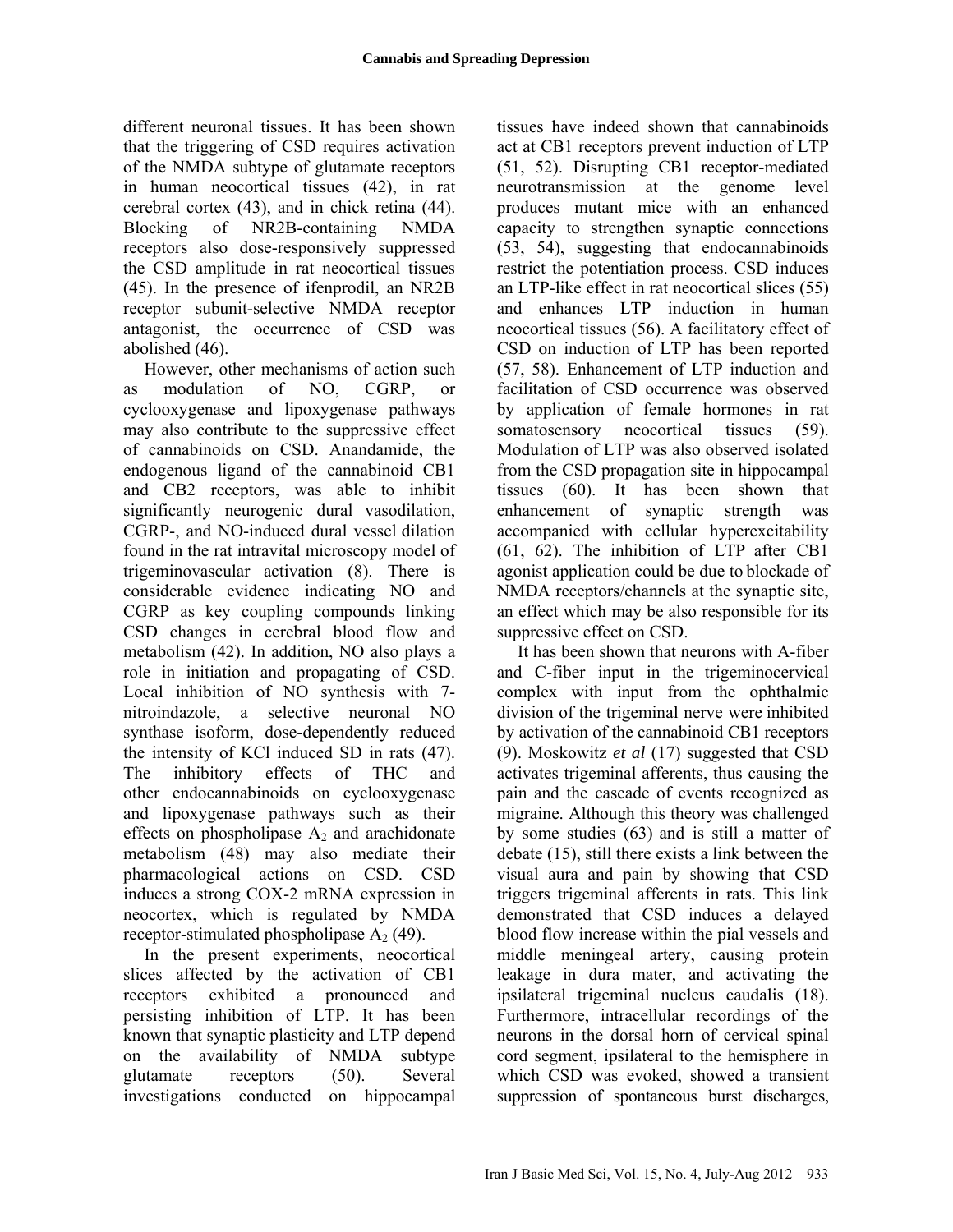different neuronal tissues. It has been shown that the triggering of CSD requires activation of the NMDA subtype of glutamate receptors in human neocortical tissues (42), in rat cerebral cortex (43), and in chick retina (44). Blocking of NR2B-containing NMDA receptors also dose-responsively suppressed the CSD amplitude in rat neocortical tissues (45). In the presence of ifenprodil, an NR2B receptor subunit-selective NMDA receptor antagonist, the occurrence of CSD was abolished (46).

However, other mechanisms of action such as modulation of NO, CGRP, or cyclooxygenase and lipoxygenase pathways may also contribute to the suppressive effect of cannabinoids on CSD. Anandamide, the endogenous ligand of the cannabinoid CB1 and CB2 receptors, was able to inhibit significantly neurogenic dural vasodilation, CGRP-, and NO-induced dural vessel dilation found in the rat intravital microscopy model of trigeminovascular activation (8). There is considerable evidence indicating NO and CGRP as key coupling compounds linking CSD changes in cerebral blood flow and metabolism (42). In addition, NO also plays a role in initiation and propagating of CSD. Local inhibition of NO synthesis with 7-nitroindazole, a selective neuronal NO synthase isoform, dose-dependently reduced the intensity of KCl induced SD in rats (47). The inhibitory effects of THC and other endocannabinoids on cyclooxygenase and lipoxygenase pathways such as their effects on phospholipase $A_2$ and arachidonate metabolism (48) may also mediate their pharmacological actions on CSD. CSD induces a strong COX-2 mRNA expression in neocortex, which is regulated by NMDA receptor-stimulated phospholipase $A_2$ (49).

In the present experiments, neocortical slices affected by the activation of CB1 receptors exhibited a pronounced and persisting inhibition of LTP. It has been known that synaptic plasticity and LTP depend on the availability of NMDA subtype glutamate receptors (50). Several investigations conducted on hippocampal tissues have indeed shown that cannabinoids act at CB1 receptors prevent induction of LTP (51, 52). Disrupting CB1 receptor-mediated neurotransmission at the genome level produces mutant mice with an enhanced capacity to strengthen synaptic connections (53, 54), suggesting that endocannabinoids restrict the potentiation process. CSD induces an LTP-like effect in rat neocortical slices (55) and enhances LTP induction in human neocortical tissues (56). A facilitatory effect of CSD on induction of LTP has been reported (57, 58). Enhancement of LTP induction and facilitation of CSD occurrence was observed by application of female hormones in rat somatosensory neocortical tissues (59). Modulation of LTP was also observed isolated from the CSD propagation site in hippocampal tissues (60). It has been shown that enhancement of synaptic strength was accompanied with cellular hyperexcitability (61, 62). The inhibition of LTP after CB1 agonist application could be due to blockade of NMDA receptors/channels at the synaptic site, an effect which may be also responsible for its suppressive effect on CSD.

It has been shown that neurons with A-fiber and C-fiber input in the trigeminocervical complex with input from the ophthalmic division of the trigeminal nerve were inhibited by activation of the cannabinoid CB1 receptors (9). Moskowitz *et al* (17) suggested that CSD activates trigeminal afferents, thus causing the pain and the cascade of events recognized as migraine. Although this theory was challenged by some studies (63) and is still a matter of debate (15), still there exists a link between the visual aura and pain by showing that CSD triggers trigeminal afferents in rats. This link demonstrated that CSD induces a delayed blood flow increase within the pial vessels and middle meningeal artery, causing protein leakage in dura mater, and activating the ipsilateral trigeminal nucleus caudalis (18). Furthermore, intracellular recordings of the neurons in the dorsal horn of cervical spinal cord segment, ipsilateral to the hemisphere in which CSD was evoked, showed a transient suppression of spontaneous burst discharges,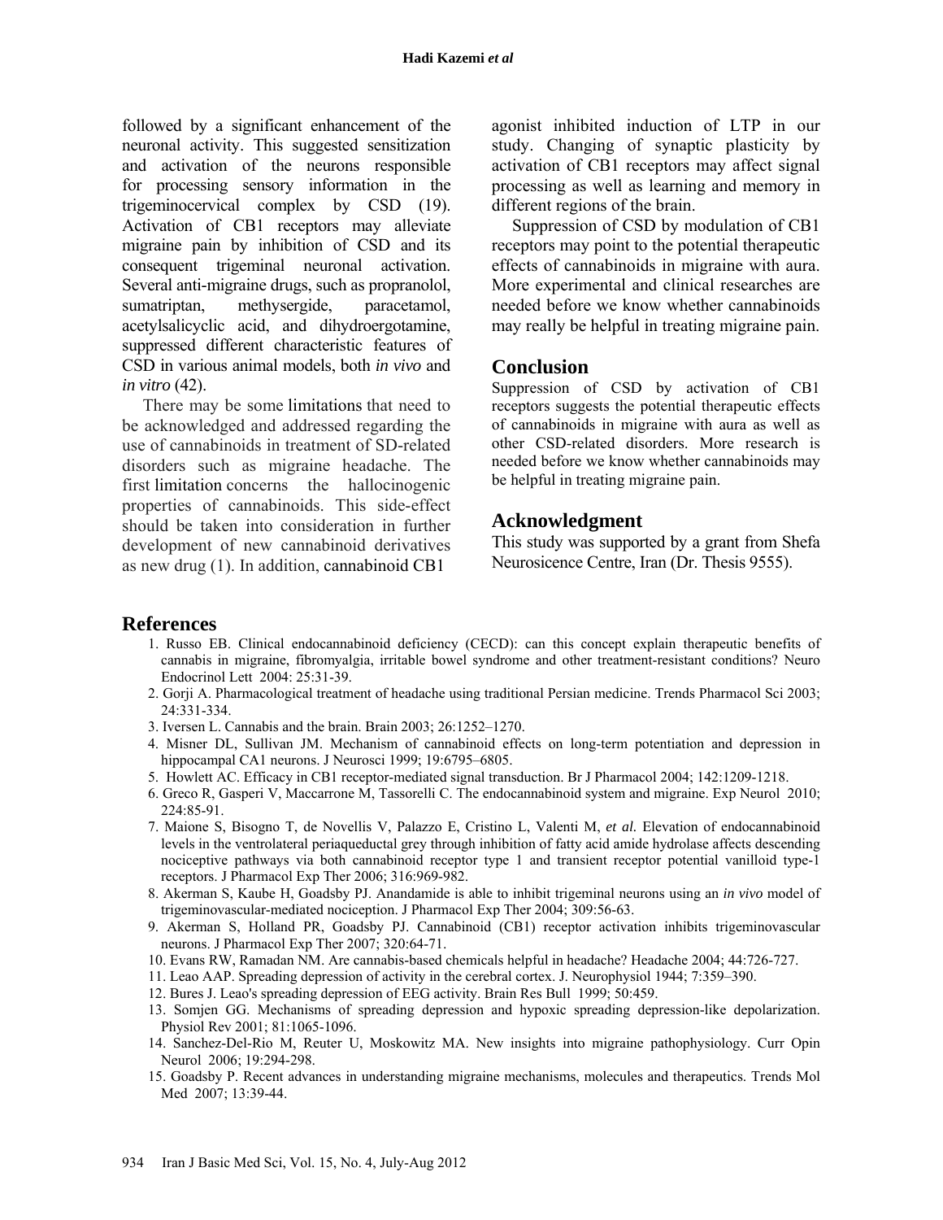followed by a significant enhancement of the neuronal activity. This suggested sensitization and activation of the neurons responsible for processing sensory information in the trigeminocervical complex by CSD (19). Activation of CB1 receptors may alleviate migraine pain by inhibition of CSD and its consequent trigeminal neuronal activation. Several anti-migraine drugs, such as propranolol, sumatriptan, methysergide, paracetamol, acetylsalicylic acid, and dihydroergotamine, suppressed different characteristic features of CSD in various animal models, both *in vivo* and *in vitro* (42).

There may be some limitations that need to be acknowledged and addressed regarding the use of cannabinoids in treatment of SD-related disorders such as migraine headache. The first limitation concerns the hallucinogenic properties of cannabinoids. This side-effect should be taken into consideration in further development of new cannabinoid derivatives as new drug (1). In addition, cannabinoid CB1 agonist inhibited induction of LTP in our study. Changing of synaptic plasticity by activation of CB1 receptors may affect signal processing as well as learning and memory in different regions of the brain.

Suppression of CSD by modulation of CB1 receptors may point to the potential therapeutic effects of cannabinoids in migraine with aura. More experimental and clinical researches are needed before we know whether cannabinoids may really be helpful in treating migraine pain.

## Conclusion

Suppression of CSD by activation of CB1 receptors suggests the potential therapeutic effects of cannabinoids in migraine with aura as well as other CSD-related disorders. More research is needed before we know whether cannabinoids may be helpful in treating migraine pain.

## Acknowledgment

This study was supported by a grant from Shefa Neurosicence Centre, Iran (Dr. Thesis 9555).

## References

1. Russo EB. Clinical endocannabinoid deficiency (CECD): can this concept explain therapeutic benefits of cannabis in migraine, fibromyalgia, irritable bowel syndrome and other treatment-resistant conditions? Neuro Endocrinol Lett 2004: 25:31-39.
2. Gorji A. Pharmacological treatment of headache using traditional Persian medicine. Trends Pharmacol Sci 2003; 24:331-334.
3. Iversen L. Cannabis and the brain. Brain 2003; 26:1252–1270.
4. Misner DL, Sullivan JM. Mechanism of cannabinoid effects on long-term potentiation and depression in hippocampal CA1 neurons. J Neurosci 1999; 19:6795–6805.
5. Howlett AC. Efficacy in CB1 receptor-mediated signal transduction. Br J Pharmacol 2004; 142:1209-1218.
6. Greco R, Gasperi V, Maccarrone M, Tassorelli C. The endocannabinoid system and migraine. Exp Neurol 2010; 224:85-91.
7. Maione S, Bisogno T, de Novellis V, Palazzo E, Cristino L, Valenti M, *et al.* Elevation of endocannabinoid levels in the ventrolateral periaqueductal grey through inhibition of fatty acid amide hydrolase affects descending nociceptive pathways via both cannabinoid receptor type 1 and transient receptor potential vanilloid type-1 receptors. J Pharmacol Exp Ther 2006; 316:969-982.
8. Akerman S, Kaube H, Goadsby PJ. Anandamide is able to inhibit trigeminal neurons using an *in vivo* model of trigeminovascular-mediated nociception. J Pharmacol Exp Ther 2004; 309:56-63.
9. Akerman S, Holland PR, Goadsby PJ. Cannabinoid (CB1) receptor activation inhibits trigeminovascular neurons. J Pharmacol Exp Ther 2007; 320:64-71.
10. Evans RW, Ramadan NM. Are cannabis-based chemicals helpful in headache? Headache 2004; 44:726-727.
11. Leao AAP. Spreading depression of activity in the cerebral cortex. J. Neurophysiol 1944; 7:359–390.
12. Bures J. Leao's spreading depression of EEG activity. Brain Res Bull 1999; 50:459.
13. Somjen GG. Mechanisms of spreading depression and hypoxic spreading depression-like depolarization. Physiol Rev 2001; 81:1065-1096.
14. Sanchez-Del-Rio M, Reuter U, Moskowitz MA. New insights into migraine pathophysiology. Curr Opin Neurol 2006; 19:294-298.
15. Goadsby P. Recent advances in understanding migraine mechanisms, molecules and therapeutics. Trends Mol Med 2007; 13:39-44.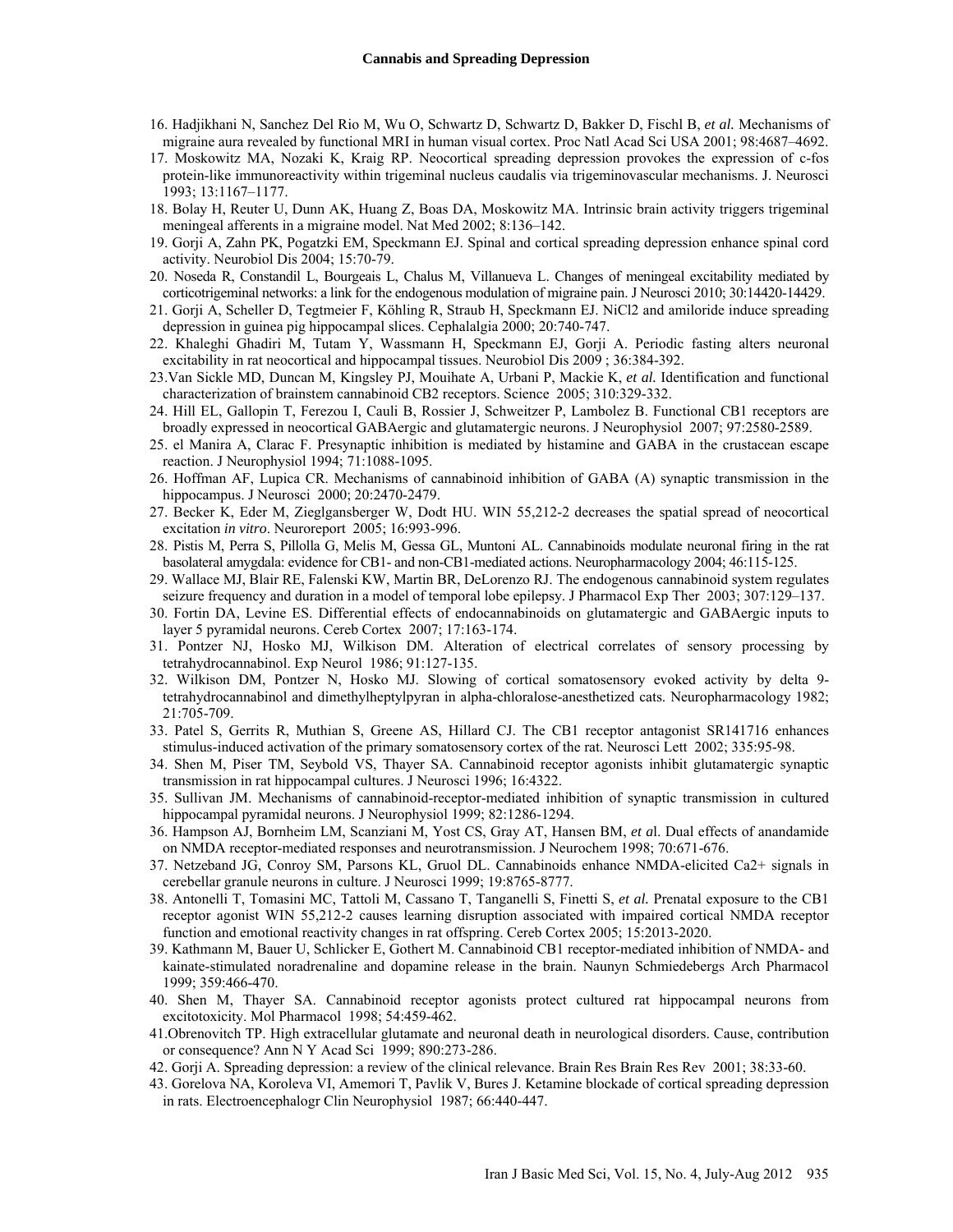16. Hadjikhani N, Sanchez Del Rio M, Wu O, Schwartz D, Schwartz D, Bakker D, Fischl B, *et al.* Mechanisms of migraine aura revealed by functional MRI in human visual cortex. Proc Natl Acad Sci USA 2001; 98:4687–4692.
17. Moskowitz MA, Nozaki K, Kraig RP. Neocortical spreading depression provokes the expression of c-fos protein-like immunoreactivity within trigeminal nucleus caudalis via trigeminovascular mechanisms. J. Neurosci 1993; 13:1167–1177.
18. Bolay H, Reuter U, Dunn AK, Huang Z, Boas DA, Moskowitz MA. Intrinsic brain activity triggers trigeminal meningeal afferents in a migraine model. Nat Med 2002; 8:136–142.
19. Gorji A, Zahn PK, Pogatzki EM, Speckmann EJ. Spinal and cortical spreading depression enhance spinal cord activity. Neurobiol Dis 2004; 15:70-79.
20. Noseda R, Constandil L, Bourgeais L, Chalus M, Villanueva L. Changes of meningeal excitability mediated by corticotrigeminal networks: a link for the endogenous modulation of migraine pain. J Neurosci 2010; 30:14420-14429.
21. Gorji A, Scheller D, Tegtmeier F, Köhling R, Straub H, Speckmann EJ. NiCl2 and amiloride induce spreading depression in guinea pig hippocampal slices. Cephalalgia 2000; 20:740-747.
22. Khaleghi Ghadiri M, Tutam Y, Wassmann H, Speckmann EJ, Gorji A. Periodic fasting alters neuronal excitability in rat neocortical and hippocampal tissues. Neurobiol Dis 2009 ; 36:384-392.
23. Van Sickle MD, Duncan M, Kingsley PJ, Mouihate A, Urbani P, Mackie K, *et al.* Identification and functional characterization of brainstem cannabinoid CB2 receptors. Science 2005; 310:329-332.
24. Hill EL, Gallopin T, Ferezou I, Cauli B, Rossier J, Schweitzer P, Lambolez B. Functional CB1 receptors are broadly expressed in neocortical GABAergic and glutamatergic neurons. J Neurophysiol 2007; 97:2580-2589.
25. el Manira A, Clarac F. Presynaptic inhibition is mediated by histamine and GABA in the crustacean escape reaction. J Neurophysiol 1994; 71:1088-1095.
26. Hoffman AF, Lupica CR. Mechanisms of cannabinoid inhibition of GABA (A) synaptic transmission in the hippocampus. J Neurosci 2000; 20:2470-2479.
27. Becker K, Eder M, Zieglgansberger W, Dodt HU. WIN 55,212-2 decreases the spatial spread of neocortical excitation *in vitro*. Neuroreport 2005; 16:993-996.
28. Pistis M, Perra S, Pillolla G, Melis M, Gessa GL, Muntoni AL. Cannabinoids modulate neuronal firing in the rat basolateral amygdala: evidence for CB1- and non-CB1-mediated actions. Neuropharmacology 2004; 46:115-125.
29. Wallace MJ, Blair RE, Falenski KW, Martin BR, DeLorenzo RJ. The endogenous cannabinoid system regulates seizure frequency and duration in a model of temporal lobe epilepsy. J Pharmacol Exp Ther 2003; 307:129–137.
30. Fortin DA, Levine ES. Differential effects of endocannabinoids on glutamatergic and GABAergic inputs to layer 5 pyramidal neurons. Cereb Cortex 2007; 17:163-174.
31. Pontzer NJ, Hosko MJ, Wilkison DM. Alteration of electrical correlates of sensory processing by tetrahydrocannabinol. Exp Neurol 1986; 91:127-135.
32. Wilkison DM, Pontzer N, Hosko MJ. Slowing of cortical somatosensory evoked activity by delta 9-tetrahydrocannabinol and dimethylheptylpyran in alpha-chloralose-anesthetized cats. Neuropharmacology 1982; 21:705-709.
33. Patel S, Gerrits R, Muthian S, Greene AS, Hillard CJ. The CB1 receptor antagonist SR141716 enhances stimulus-induced activation of the primary somatosensory cortex of the rat. Neurosci Lett 2002; 335:95-98.
34. Shen M, Piser TM, Seybold VS, Thayer SA. Cannabinoid receptor agonists inhibit glutamatergic synaptic transmission in rat hippocampal cultures. J Neurosci 1996; 16:4322.
35. Sullivan JM. Mechanisms of cannabinoid-receptor-mediated inhibition of synaptic transmission in cultured hippocampal pyramidal neurons. J Neurophysiol 1999; 82:1286-1294.
36. Hampson AJ, Bornheim LM, Scanziani M, Yost CS, Gray AT, Hansen BM, *et al*. Dual effects of anandamide on NMDA receptor-mediated responses and neurotransmission. J Neurochem 1998; 70:671-676.
37. Netzeband JG, Conroy SM, Parsons KL, Gruol DL. Cannabinoids enhance NMDA-elicited Ca2+ signals in cerebellar granule neurons in culture. J Neurosci 1999; 19:8765-8777.
38. Antonelli T, Tomasini MC, Tattoli M, Cassano T, Tanganelli S, Finetti S, *et al.* Prenatal exposure to the CB1 receptor agonist WIN 55,212-2 causes learning disruption associated with impaired cortical NMDA receptor function and emotional reactivity changes in rat offspring. Cereb Cortex 2005; 15:2013-2020.
39. Kathmann M, Bauer U, Schlicker E, Gothert M. Cannabinoid CB1 receptor-mediated inhibition of NMDA- and kainate-stimulated noradrenaline and dopamine release in the brain. Naunyn Schmiedebergs Arch Pharmacol 1999; 359:466-470.
40. Shen M, Thayer SA. Cannabinoid receptor agonists protect cultured rat hippocampal neurons from excitotoxicity. Mol Pharmacol 1998; 54:459-462.
41. Obrenovitch TP. High extracellular glutamate and neuronal death in neurological disorders. Cause, contribution or consequence? Ann N Y Acad Sci 1999; 890:273-286.
42. Gorji A. Spreading depression: a review of the clinical relevance. Brain Res Brain Res Rev 2001; 38:33-60.
43. Gorelova NA, Koroleva VI, Amemori T, Pavlik V, Bures J. Ketamine blockade of cortical spreading depression in rats. Electroencephalogr Clin Neurophysiol 1987; 66:440-447.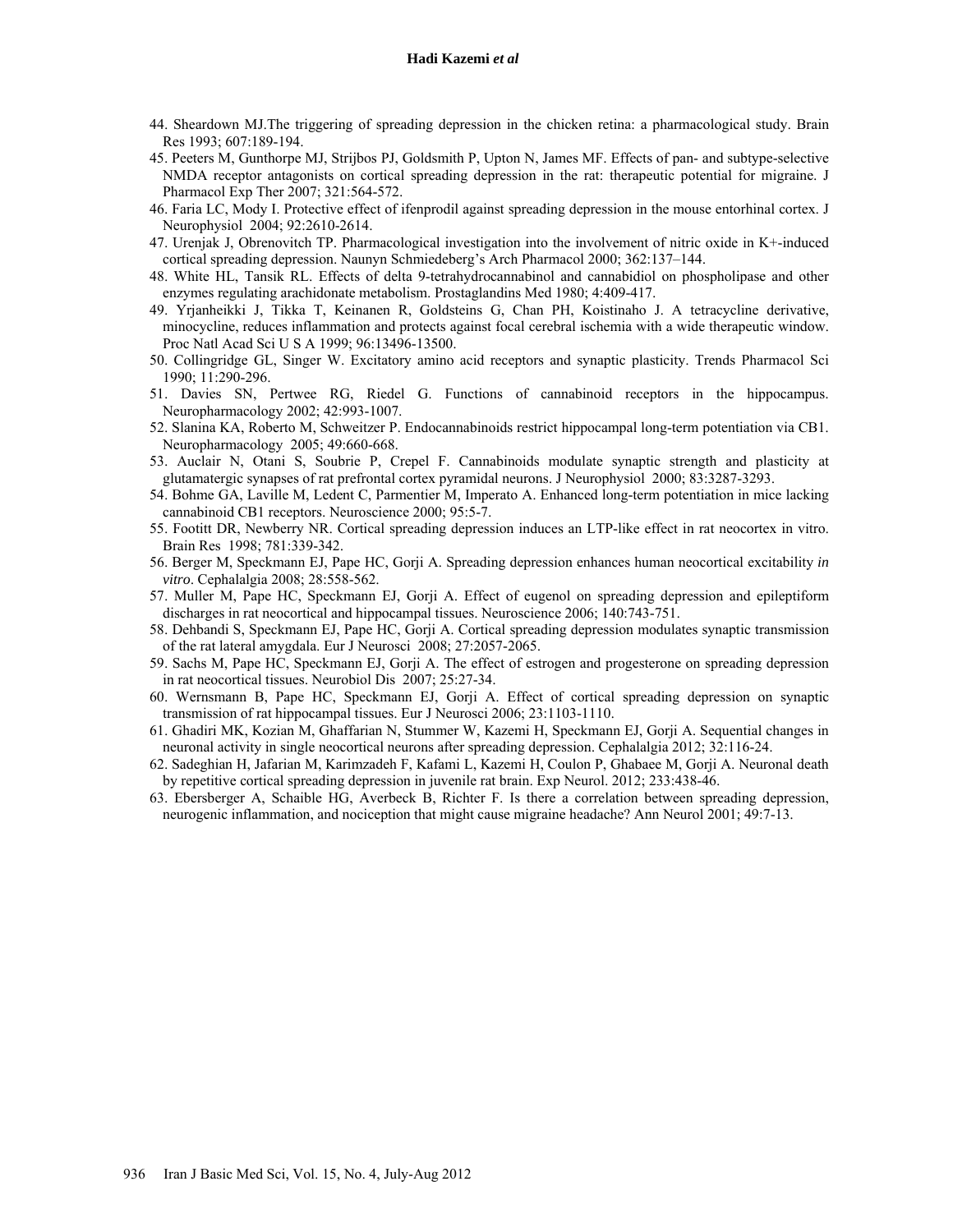44. Sheardown MJ.The triggering of spreading depression in the chicken retina: a pharmacological study. Brain Res 1993; 607:189-194.
45. Peeters M, Gunthorpe MJ, Strijbos PJ, Goldsmith P, Upton N, James MF. Effects of pan- and subtype-selective NMDA receptor antagonists on cortical spreading depression in the rat: therapeutic potential for migraine. J Pharmacol Exp Ther 2007; 321:564-572.
46. Faria LC, Mody I. Protective effect of ifenprodil against spreading depression in the mouse entorhinal cortex. J Neurophysiol 2004; 92:2610-2614.
47. Urenjak J, Obrenovitch TP. Pharmacological investigation into the involvement of nitric oxide in K+-induced cortical spreading depression. Naunyn Schmiedeberg's Arch Pharmacol 2000; 362:137–144.
48. White HL, Tansik RL. Effects of delta 9-tetrahydrocannabinol and cannabidiol on phospholipase and other enzymes regulating arachidonate metabolism. Prostaglandins Med 1980; 4:409-417.
49. Yrjanheikki J, Tikka T, Keinanen R, Goldsteins G, Chan PH, Koistinaho J. A tetracycline derivative, minocycline, reduces inflammation and protects against focal cerebral ischemia with a wide therapeutic window. Proc Natl Acad Sci U S A 1999; 96:13496-13500.
50. Collingridge GL, Singer W. Excitatory amino acid receptors and synaptic plasticity. Trends Pharmacol Sci 1990; 11:290-296.
51. Davies SN, Pertwee RG, Riedel G. Functions of cannabinoid receptors in the hippocampus. Neuropharmacology 2002; 42:993-1007.
52. Slanina KA, Roberto M, Schweitzer P. Endocannabinoids restrict hippocampal long-term potentiation via CB1. Neuropharmacology 2005; 49:660-668.
53. Auclair N, Otani S, Soubrie P, Crepel F. Cannabinoids modulate synaptic strength and plasticity at glutamatergic synapses of rat prefrontal cortex pyramidal neurons. J Neurophysiol 2000; 83:3287-3293.
54. Bohme GA, Laville M, Ledent C, Parmentier M, Imperato A. Enhanced long-term potentiation in mice lacking cannabinoid CB1 receptors. Neuroscience 2000; 95:5-7.
55. Footitt DR, Newberry NR. Cortical spreading depression induces an LTP-like effect in rat neocortex in vitro. Brain Res 1998; 781:339-342.
56. Berger M, Speckmann EJ, Pape HC, Gorji A. Spreading depression enhances human neocortical excitability *in vitro*. Cephalalgia 2008; 28:558-562.
57. Muller M, Pape HC, Speckmann EJ, Gorji A. Effect of eugenol on spreading depression and epileptiform discharges in rat neocortical and hippocampal tissues. Neuroscience 2006; 140:743-751.
58. Dehbandi S, Speckmann EJ, Pape HC, Gorji A. Cortical spreading depression modulates synaptic transmission of the rat lateral amygdala. Eur J Neurosci 2008; 27:2057-2065.
59. Sachs M, Pape HC, Speckmann EJ, Gorji A. The effect of estrogen and progesterone on spreading depression in rat neocortical tissues. Neurobiol Dis 2007; 25:27-34.
60. Wernsmann B, Pape HC, Speckmann EJ, Gorji A. Effect of cortical spreading depression on synaptic transmission of rat hippocampal tissues. Eur J Neurosci 2006; 23:1103-1110.
61. Ghadiri MK, Kozian M, Ghaffarian N, Stummer W, Kazemi H, Speckmann EJ, Gorji A. Sequential changes in neuronal activity in single neocortical neurons after spreading depression. Cephalalgia 2012; 32:116-24.
62. Sadeghian H, Jafarian M, Karimzadeh F, Kafami L, Kazemi H, Coulon P, Ghabaee M, Gorji A. Neuronal death by repetitive cortical spreading depression in juvenile rat brain. Exp Neurol. 2012; 233:438-46.
63. Ebersberger A, Schaible HG, Averbeck B, Richter F. Is there a correlation between spreading depression, neurogenic inflammation, and nociception that might cause migraine headache? Ann Neurol 2001; 49:7-13.